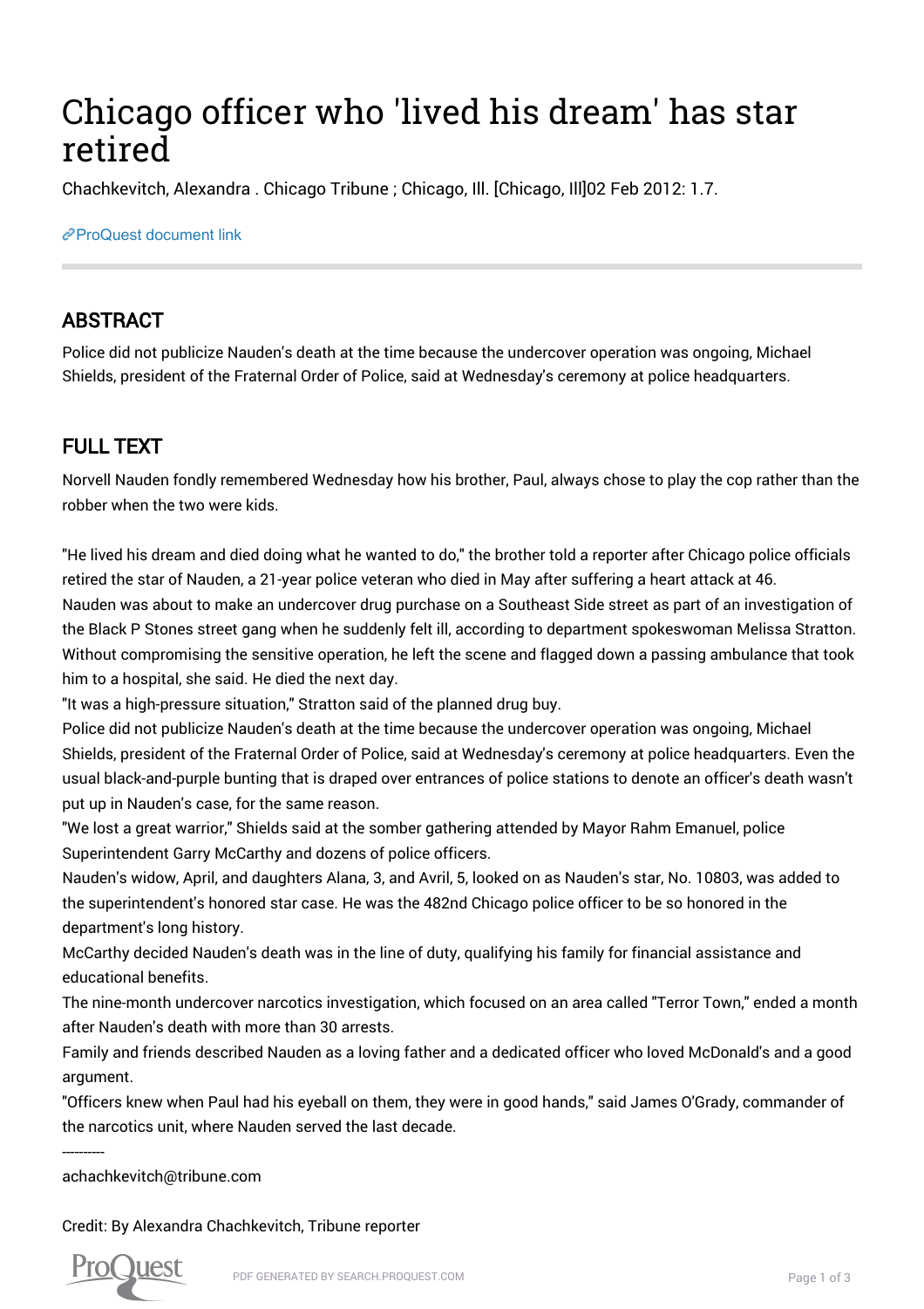# Chicago officer who 'lived his dream' has star retired

Chachkevitch, Alexandra . Chicago Tribune ; Chicago, Ill. [Chicago, Ill]02 Feb 2012: 1.7.

ProQuest document link

## ABSTRACT

Police did not publicize Nauden's death at the time because the undercover operation was ongoing, Michael Shields, president of the Fraternal Order of Police, said at Wednesday's ceremony at police headquarters.

## FULL TEXT

Norvell Nauden fondly remembered Wednesday how his brother, Paul, always chose to play the cop rather than the robber when the two were kids.

"He lived his dream and died doing what he wanted to do," the brother told a reporter after Chicago police officials retired the star of Nauden, a 21-year police veteran who died in May after suffering a heart attack at 46.

Nauden was about to make an undercover drug purchase on a Southeast Side street as part of an investigation of the Black P Stones street gang when he suddenly felt ill, according to department spokeswoman Melissa Stratton. Without compromising the sensitive operation, he left the scene and flagged down a passing ambulance that took him to a hospital, she said. He died the next day.

"It was a high-pressure situation," Stratton said of the planned drug buy.

Police did not publicize Nauden's death at the time because the undercover operation was ongoing, Michael Shields, president of the Fraternal Order of Police, said at Wednesday's ceremony at police headquarters. Even the usual black-and-purple bunting that is draped over entrances of police stations to denote an officer's death wasn't put up in Nauden's case, for the same reason.

"We lost a great warrior," Shields said at the somber gathering attended by Mayor Rahm Emanuel, police Superintendent Garry McCarthy and dozens of police officers.

Nauden's widow, April, and daughters Alana, 3, and Avril, 5, looked on as Nauden's star, No. 10803, was added to the superintendent's honored star case. He was the 482nd Chicago police officer to be so honored in the department's long history.

McCarthy decided Nauden's death was in the line of duty, qualifying his family for financial assistance and educational benefits.

The nine-month undercover narcotics investigation, which focused on an area called "Terror Town," ended a month after Nauden's death with more than 30 arrests.

Family and friends described Nauden as a loving father and a dedicated officer who loved McDonald's and a good argument.

"Officers knew when Paul had his eyeball on them, they were in good hands," said James O'Grady, commander of the narcotics unit, where Nauden served the last decade.

----------

achachkevitch@tribune.com

Credit: By Alexandra Chachkevitch, Tribune reporter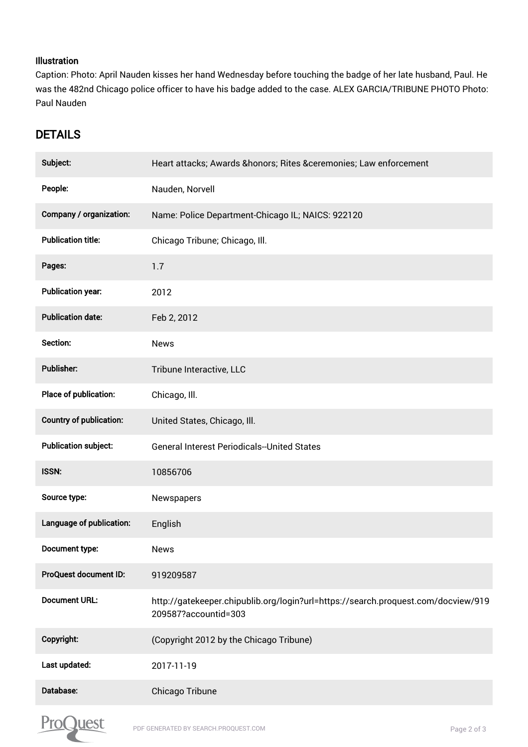**Illustration**

Caption: Photo: April Nauden kisses her hand Wednesday before touching the badge of her late husband, Paul. He was the 482nd Chicago police officer to have his badge added to the case. ALEX GARCIA/TRIBUNE PHOTO Photo: Paul Nauden

## DETAILS

| | |
|---|---|
| **Subject:** | Heart attacks; Awards &honors; Rites &ceremonies; Law enforcement |
| **People:** | Nauden, Norvell |
| **Company / organization:** | Name: Police Department-Chicago IL; NAICS: 922120 |
| **Publication title:** | Chicago Tribune; Chicago, Ill. |
| **Pages:** | 1.7 |
| **Publication year:** | 2012 |
| **Publication date:** | Feb 2, 2012 |
| **Section:** | News |
| **Publisher:** | Tribune Interactive, LLC |
| **Place of publication:** | Chicago, Ill. |
| **Country of publication:** | United States, Chicago, Ill. |
| **Publication subject:** | General Interest Periodicals--United States |
| **ISSN:** | 10856706 |
| **Source type:** | Newspapers |
| **Language of publication:** | English |
| **Document type:** | News |
| **ProQuest document ID:** | 919209587 |
| **Document URL:** | http://gatekeeper.chipublib.org/login?url=https://search.proquest.com/docview/919209587?accountid=303 |
| **Copyright:** | (Copyright 2012 by the Chicago Tribune) |
| **Last updated:** | 2017-11-19 |
| **Database:** | Chicago Tribune |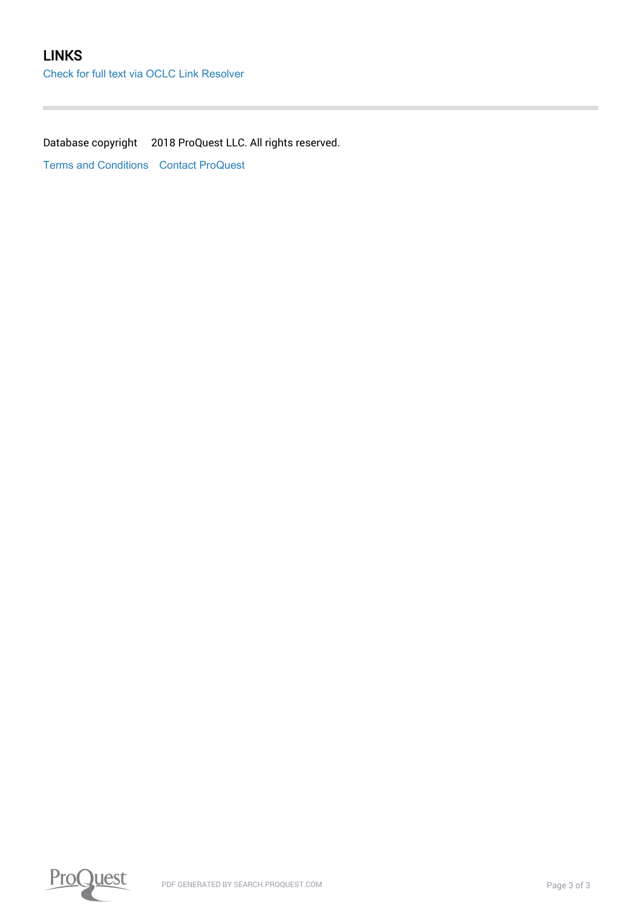## LINKS

Check for full text via OCLC Link Resolver

---

Database copyright 2018 ProQuest LLC. All rights reserved.

Terms and Conditions Contact ProQuest